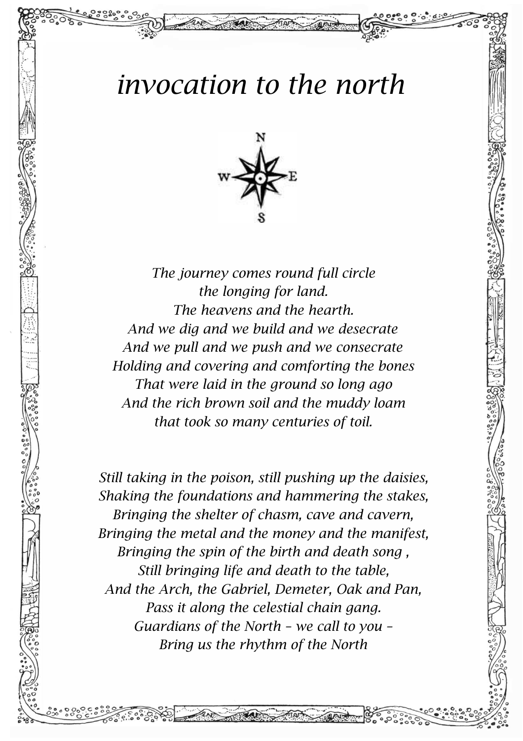# *invocation to the north*

*The journey comes round full circle*
*the longing for land.*
*The heavens and the hearth.*
*And we dig and we build and we desecrate*
*And we pull and we push and we consecrate*
*Holding and covering and comforting the bones*
*That were laid in the ground so long ago*
*And the rich brown soil and the muddy loam*
*that took so many centuries of toil.*

*Still taking in the poison, still pushing up the daisies,*
*Shaking the foundations and hammering the stakes,*
*Bringing the shelter of chasm, cave and cavern,*
*Bringing the metal and the money and the manifest,*
*Bringing the spin of the birth and death song ,*
*Still bringing life and death to the table,*
*And the Arch, the Gabriel, Demeter, Oak and Pan,*
*Pass it along the celestial chain gang.*
*Guardians of the North – we call to you –*
*Bring us the rhythm of the North*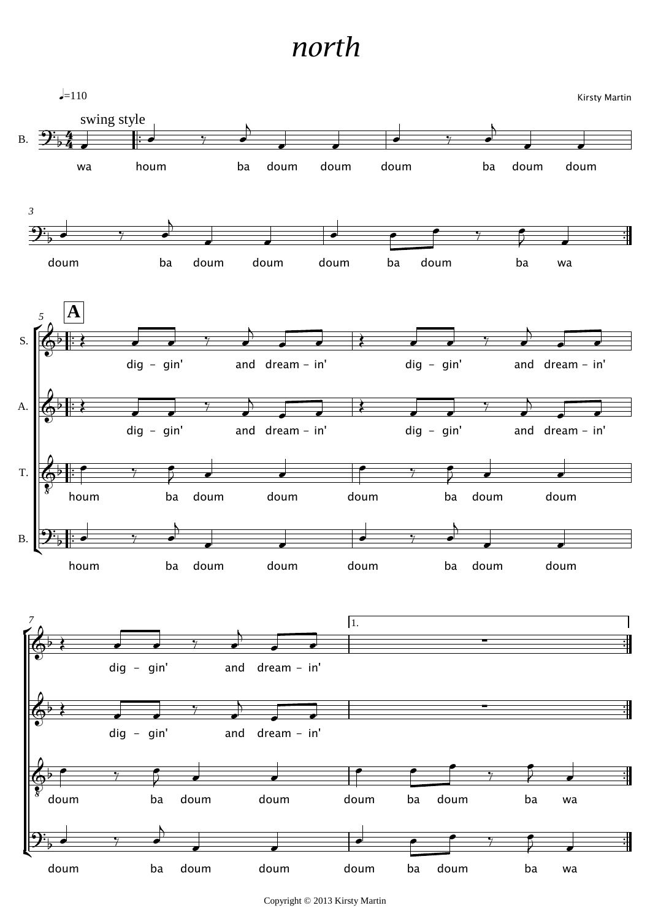# north

♩=110

Kirsty Martin

swing style

Copyright © 2013 Kirsty Martin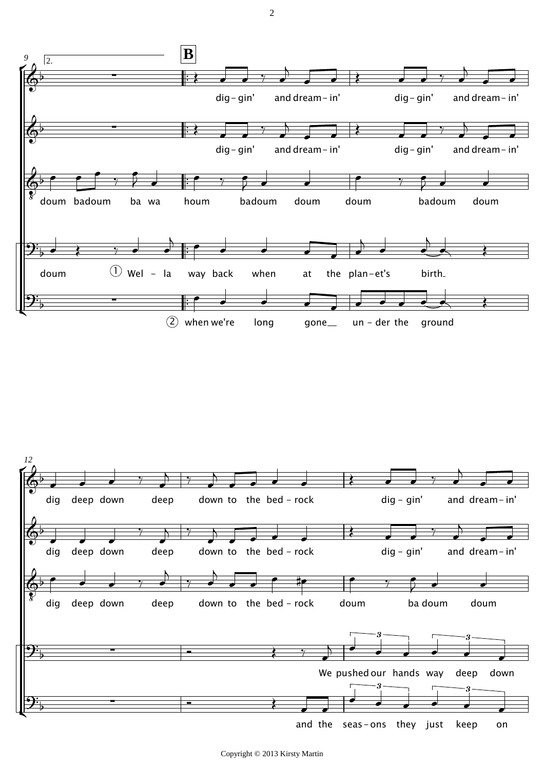**B**

dig - gin' and dream - in' dig - gin' and dream - in'

dig - gin' and dream - in' dig - gin' and dream - in'

doum badoum ba wa houm badoum doum doum badoum doum

doum ① Wel - la way back when at the plan - et's birth

② when we're long gone un - der the ground

dig deep down deep down to the bed - rock dig - gin' and dream - in'

dig deep down deep down to the bed - rock dig - gin' and dream - in'

dig deep down deep down to the bed - rock doum ba doum doum

We pushed our hands way deep down

and the seas - ons they just keep on

Copyright © 2013 Kirsty Martin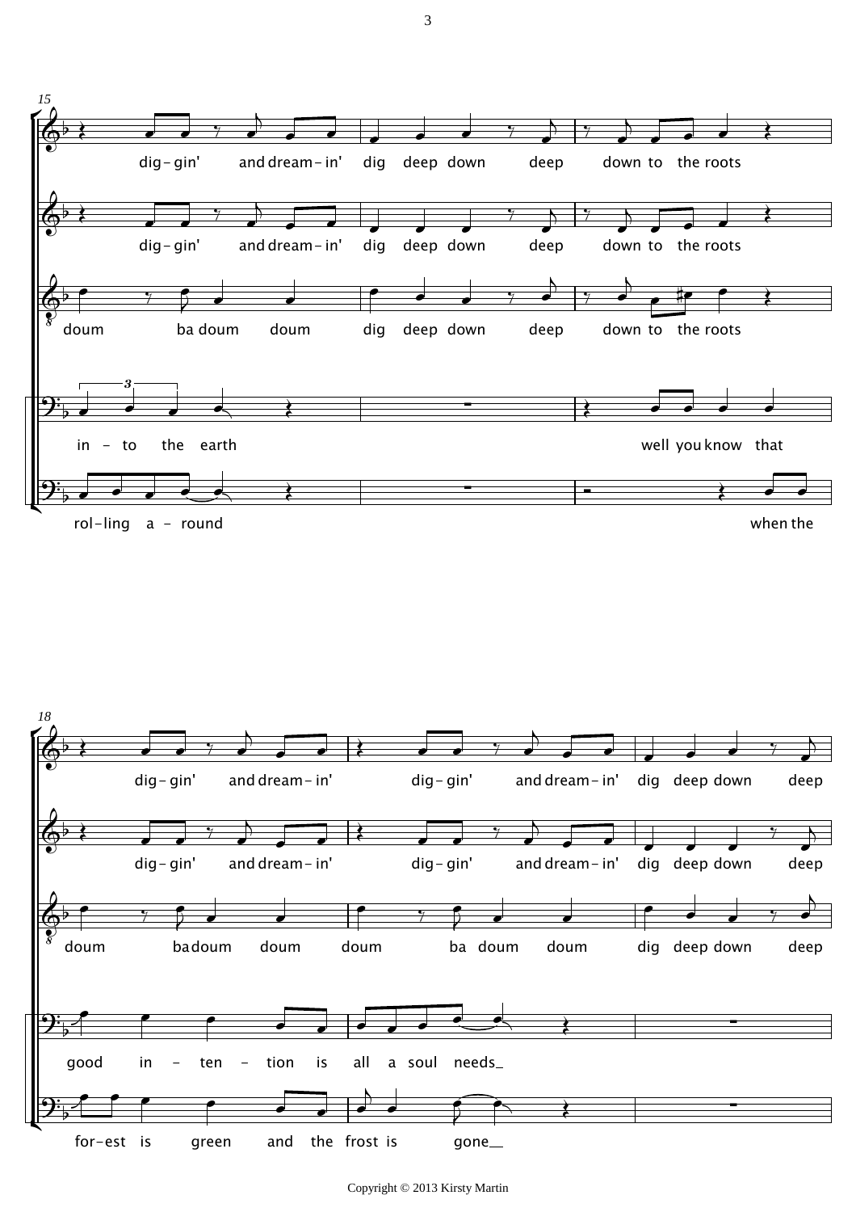**15**

dig-gin' and dream-in' dig deep down deep down to the roots

dig-gin' and dream-in' dig deep down deep down to the roots

doum ba doum doum dig deep down deep down to the roots

in - to the earth well you know that

rol-ling a - round when the

**18**

dig-gin' and dream-in' dig-gin' and dream-in' dig deep down deep

dig-gin' and dream-in' dig-gin' and dream-in' dig deep down deep

doum ba doum doum doum ba doum doum dig deep down deep

good in - ten - tion is all a soul needs_

for-est is green and the frost is gone__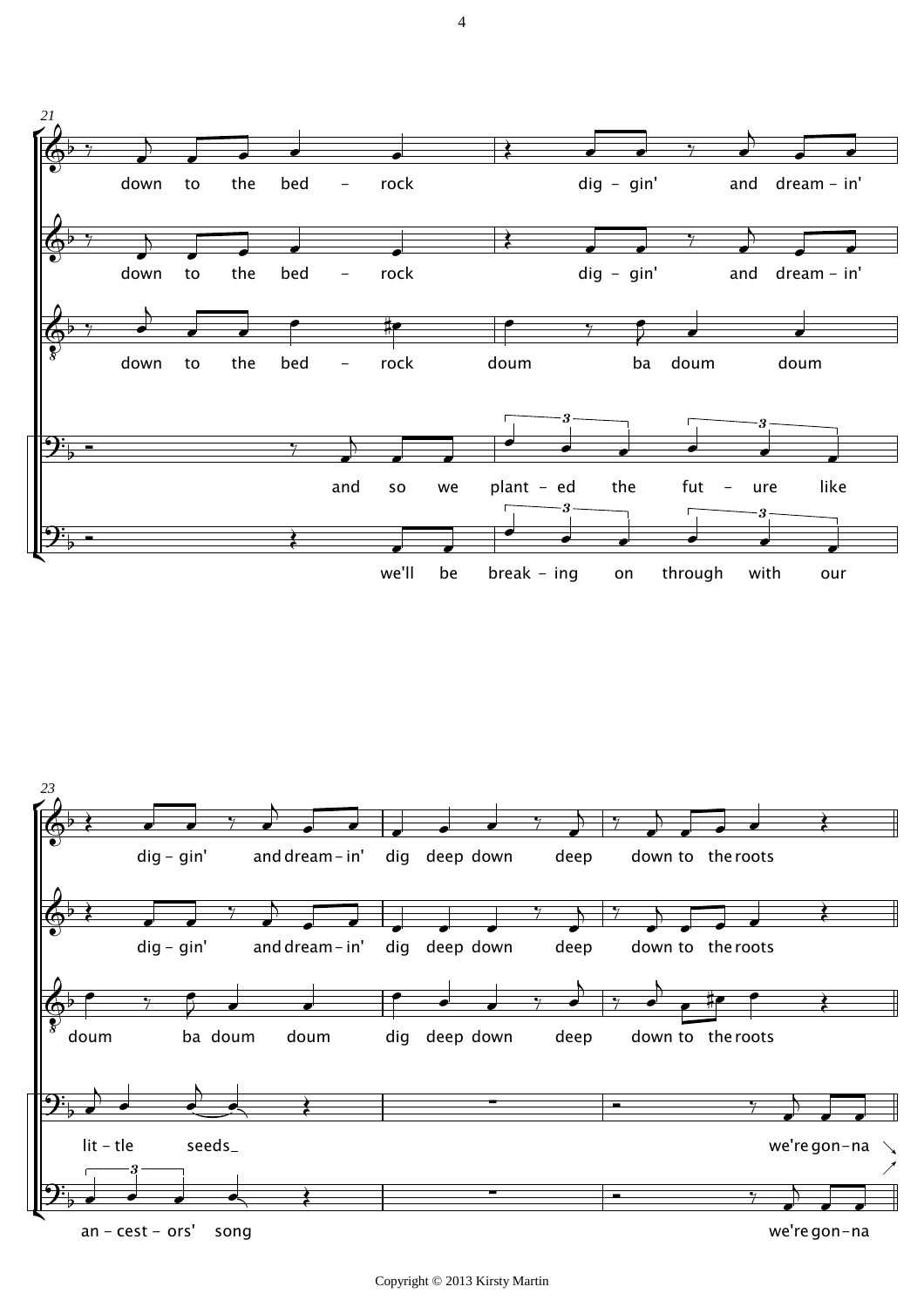21

down to the bed – rock dig – gin' and dream – in'

down to the bed – rock dig – gin' and dream – in'

down to the bed – rock doum ba doum doum

and so we plant – ed the fut – ure like

we'll be break – ing on through with our

23

dig – gin' and dream – in' dig deep down deep down to the roots

dig – gin' and dream – in' dig deep down deep down to the roots

doum ba doum doum dig deep down deep down to the roots

lit – tle seeds_ we're gon – na

an – cest – ors' song we're gon – na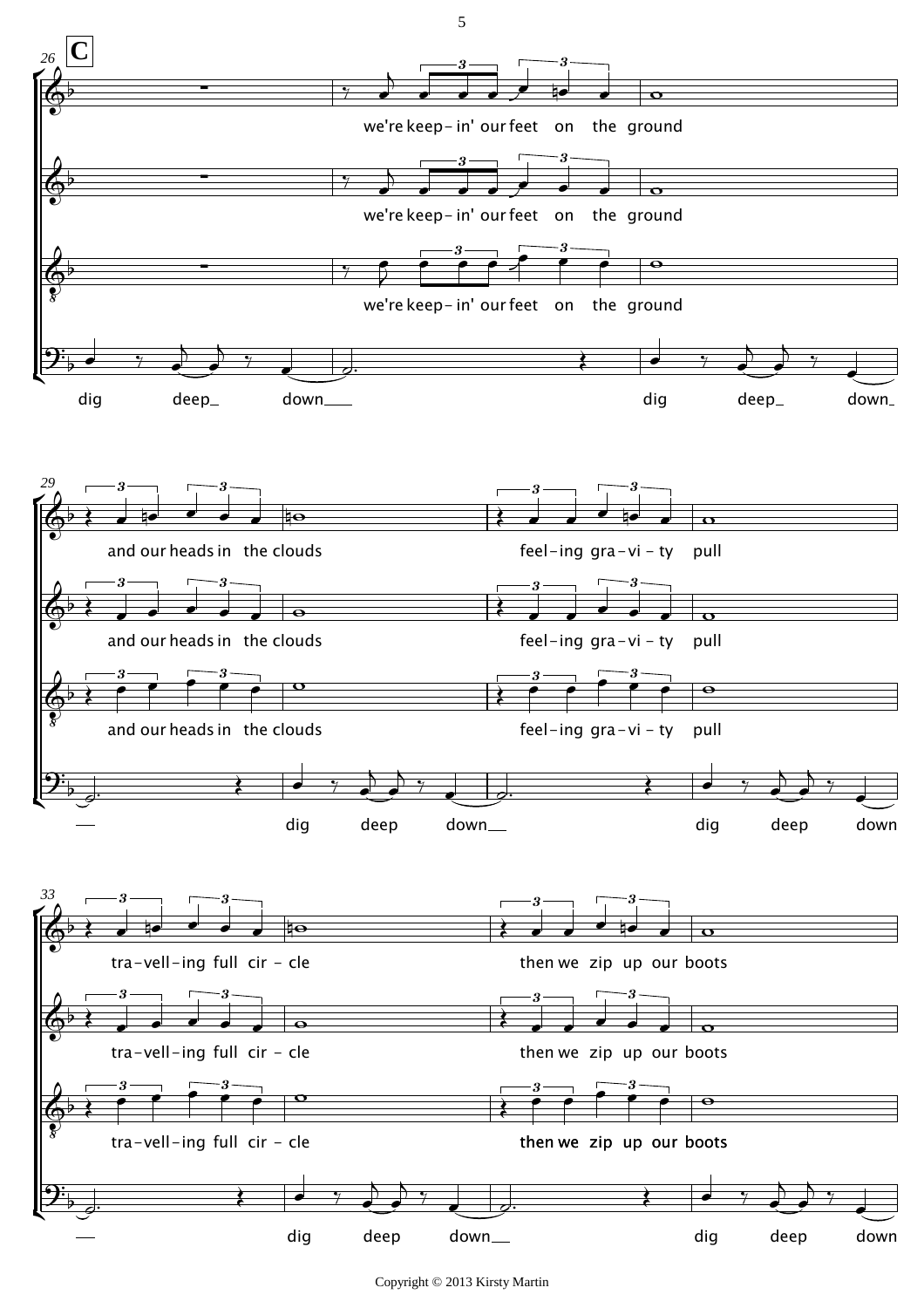**C**

26

we're keep- in' our feet on the ground

we're keep- in' our feet on the ground

we're keep- in' our feet on the ground

dig deep_ down___ dig deep_ down_

29

and our heads in the clouds feel-ing gra-vi-ty pull

and our heads in the clouds feel-ing gra-vi-ty pull

and our heads in the clouds feel-ing gra-vi-ty pull

— dig deep down__ dig deep down

33

tra-vell-ing full cir-cle then we zip up our boots

tra-vell-ing full cir-cle then we zip up our boots

tra-vell-ing full cir-cle then we zip up our boots

— dig deep down__ dig deep down

Copyright © 2013 Kirsty Martin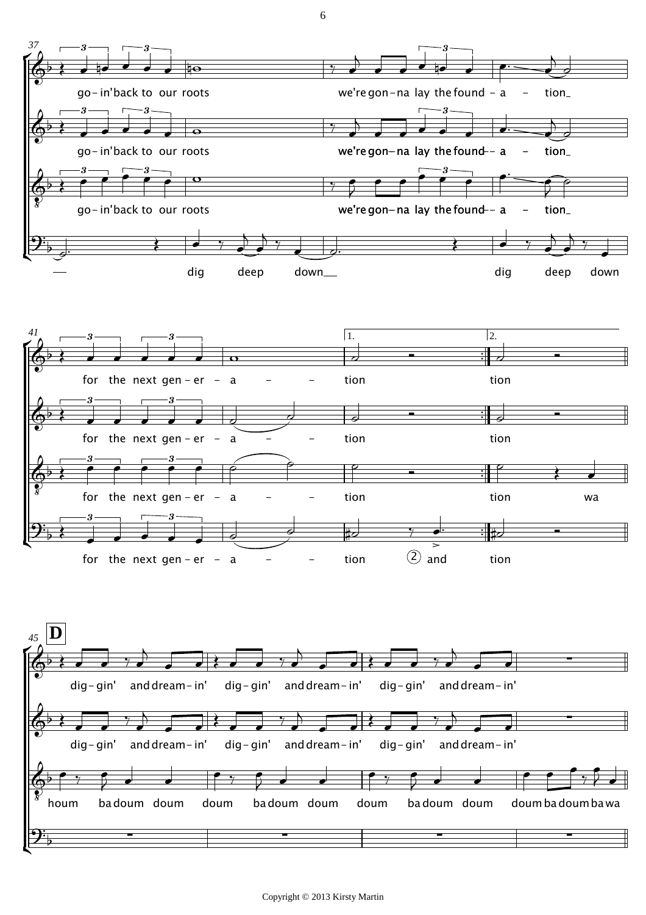37

go- in' back to our roots we're gon-na lay the found - a - tion_

go- in' back to our roots we're gon-na lay the found - a - tion_

go- in' back to our roots we're gon-na lay the found - a - tion_

— dig deep down__ dig deep down

41

1. 2.

for the next gen - er - a - - tion tion

for the next gen - er - a - - tion tion

for the next gen - er - a - - tion tion wa

for the next gen - er - a - - tion ② and tion

**D**

45

dig - gin' and dream - in' dig - gin' and dream - in' dig - gin' and dream - in'

dig - gin' and dream - in' dig - gin' and dream - in' dig - gin' and dream - in'

houm ba doum doum doum ba doum doum doum ba doum doum doum ba doum ba wa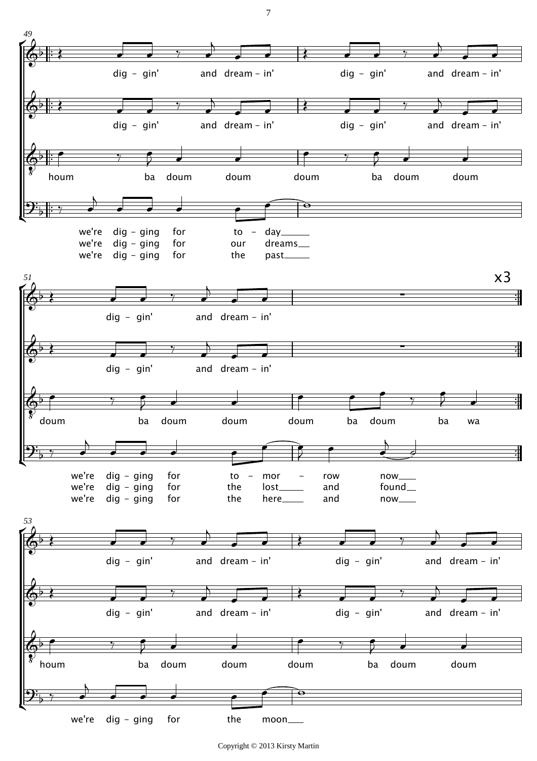49

dig – gin' and dream – in' dig – gin' and dream – in'

dig – gin' and dream – in' dig – gin' and dream – in'

houm ba doum doum doum ba doum doum

we're dig – ging for to – day
we're dig – ging for our dreams
we're dig – ging for the past

51

x3

dig – gin' and dream – in'

dig – gin' and dream – in'

doum ba doum doum doum ba doum ba wa

we're dig – ging for to – mor – row now
we're dig – ging for the lost and found
we're dig – ging for the here and now

53

dig – gin' and dream – in' dig – gin' and dream – in'

dig – gin' and dream – in' dig – gin' and dream – in'

houm ba doum doum doum ba doum doum

we're dig – ging for the moon

Copyright © 2013 Kirsty Martin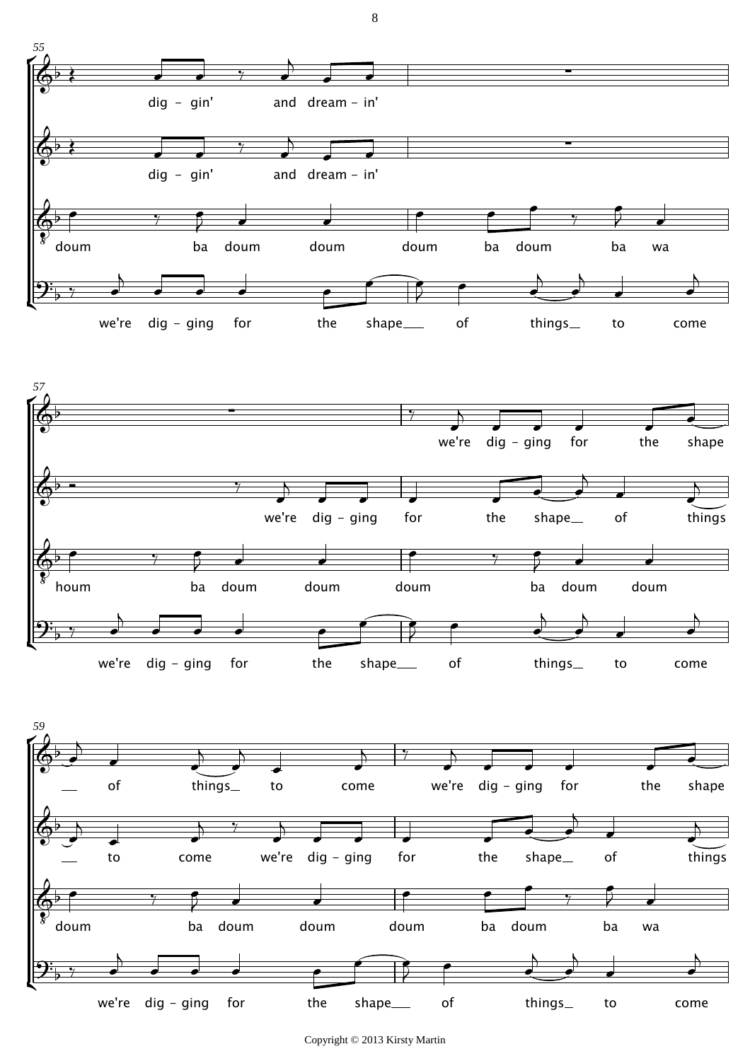55

dig – gin' and dream – in'

dig – gin' and dream – in'

doum ba doum doum doum ba doum ba wa

we're dig – ging for the shape___ of things__ to come

57

we're dig – ging for the shape

we're dig – ging for the shape__ of things

houm ba doum doum doum ba doum doum

we're dig – ging for the shape___ of things__ to come

59

__ of things__ to come we're dig – ging for the shape

__ to come we're dig – ging for the shape__ of things

doum ba doum doum doum ba doum ba wa

we're dig – ging for the shape___ of things__ to come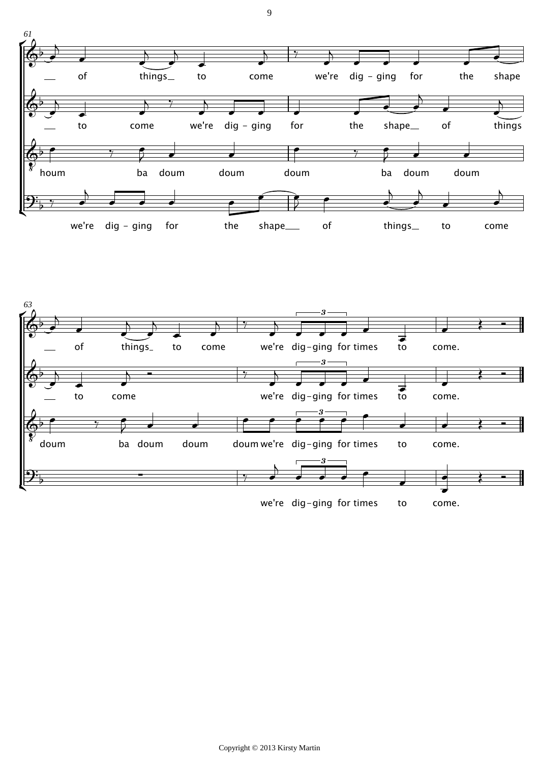61

of things to come we're dig - ging for the shape

to come we're dig - ging for the shape of things

houm ba doum doum doum ba doum doum

we're dig - ging for the shape of things to come

63

of things to come we're dig-ging for times to come.

to come we're dig-ging for times to come.

doum ba doum doum doum we're dig-ging for times to come.

we're dig-ging for times to come.